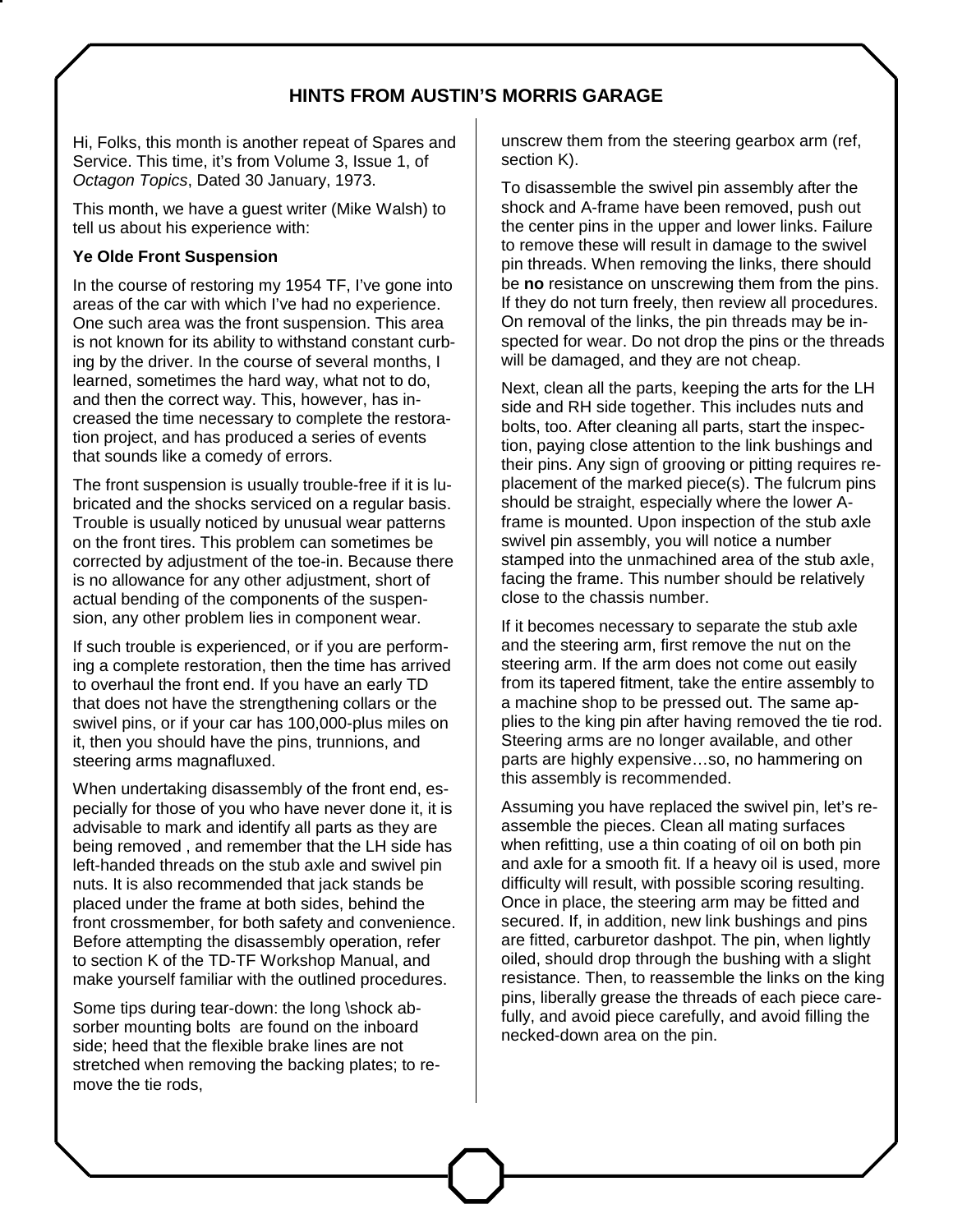# HINTS FROM AUSTIN'S MORRIS GARAGE

Hi, Folks, this month is another repeat of Spares and Service. This time, it's from Volume 3, Issue 1, of *Octagon Topics*, Dated 30 January, 1973.

This month, we have a guest writer (Mike Walsh) to tell us about his experience with:

**Ye Olde Front Suspension**

In the course of restoring my 1954 TF, I've gone into areas of the car with which I've had no experience. One such area was the front suspension. This area is not known for its ability to withstand constant curbing by the driver. In the course of several months, I learned, sometimes the hard way, what not to do, and then the correct way. This, however, has increased the time necessary to complete the restoration project, and has produced a series of events that sounds like a comedy of errors.

The front suspension is usually trouble-free if it is lubricated and the shocks serviced on a regular basis. Trouble is usually noticed by unusual wear patterns on the front tires. This problem can sometimes be corrected by adjustment of the toe-in. Because there is no allowance for any other adjustment, short of actual bending of the components of the suspension, any other problem lies in component wear.

If such trouble is experienced, or if you are performing a complete restoration, then the time has arrived to overhaul the front end. If you have an early TD that does not have the strengthening collars or the swivel pins, or if your car has 100,000-plus miles on it, then you should have the pins, trunnions, and steering arms magnafluxed.

When undertaking disassembly of the front end, especially for those of you who have never done it, it is advisable to mark and identify all parts as they are being removed , and remember that the LH side has left-handed threads on the stub axle and swivel pin nuts. It is also recommended that jack stands be placed under the frame at both sides, behind the front crossmember, for both safety and convenience. Before attempting the disassembly operation, refer to section K of the TD-TF Workshop Manual, and make yourself familiar with the outlined procedures.

Some tips during tear-down: the long \shock absorber mounting bolts are found on the inboard side; heed that the flexible brake lines are not stretched when removing the backing plates; to remove the tie rods, unscrew them from the steering gearbox arm (ref, section K).

To disassemble the swivel pin assembly after the shock and A-frame have been removed, push out the center pins in the upper and lower links. Failure to remove these will result in damage to the swivel pin threads. When removing the links, there should be **no** resistance on unscrewing them from the pins. If they do not turn freely, then review all procedures. On removal of the links, the pin threads may be inspected for wear. Do not drop the pins or the threads will be damaged, and they are not cheap.

Next, clean all the parts, keeping the arts for the LH side and RH side together. This includes nuts and bolts, too. After cleaning all parts, start the inspection, paying close attention to the link bushings and their pins. Any sign of grooving or pitting requires replacement of the marked piece(s). The fulcrum pins should be straight, especially where the lower A-frame is mounted. Upon inspection of the stub axle swivel pin assembly, you will notice a number stamped into the unmachined area of the stub axle, facing the frame. This number should be relatively close to the chassis number.

If it becomes necessary to separate the stub axle and the steering arm, first remove the nut on the steering arm. If the arm does not come out easily from its tapered fitment, take the entire assembly to a machine shop to be pressed out. The same applies to the king pin after having removed the tie rod. Steering arms are no longer available, and other parts are highly expensive…so, no hammering on this assembly is recommended.

Assuming you have replaced the swivel pin, let's reassemble the pieces. Clean all mating surfaces when refitting, use a thin coating of oil on both pin and axle for a smooth fit. If a heavy oil is used, more difficulty will result, with possible scoring resulting. Once in place, the steering arm may be fitted and secured. If, in addition, new link bushings and pins are fitted, carburetor dashpot. The pin, when lightly oiled, should drop through the bushing with a slight resistance. Then, to reassemble the links on the king pins, liberally grease the threads of each piece carefully, and avoid piece carefully, and avoid filling the necked-down area on the pin.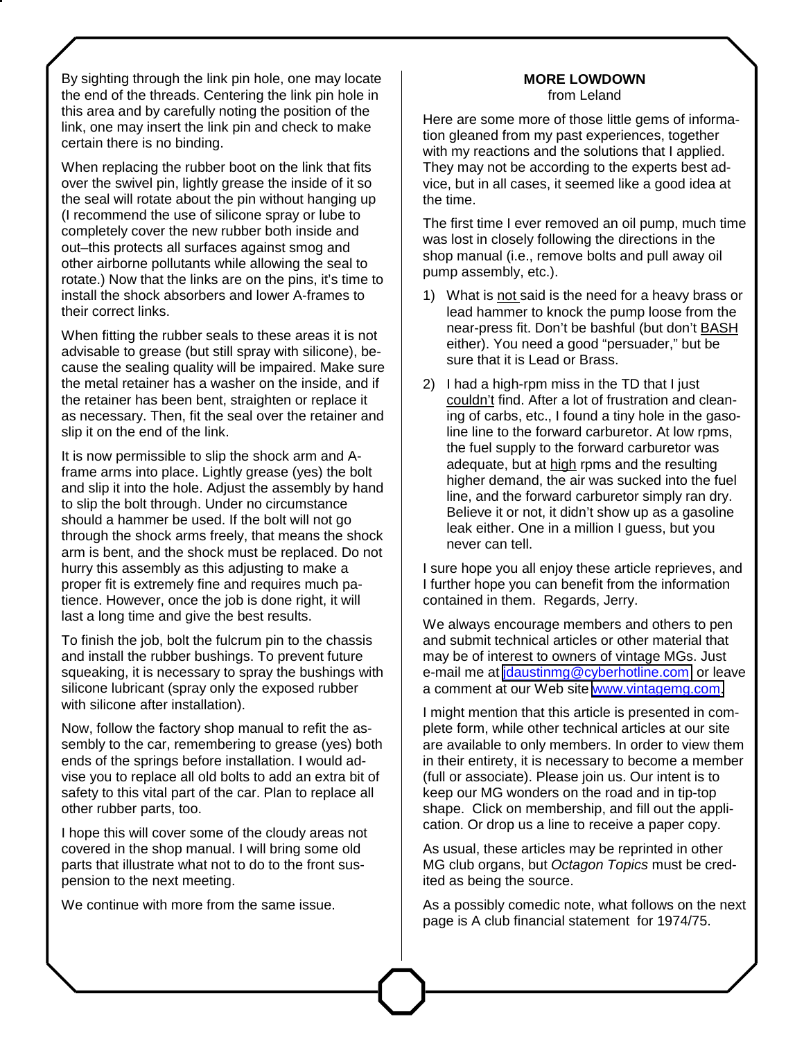By sighting through the link pin hole, one may locate the end of the threads. Centering the link pin hole in this area and by carefully noting the position of the link, one may insert the link pin and check to make certain there is no binding.

When replacing the rubber boot on the link that fits over the swivel pin, lightly grease the inside of it so the seal will rotate about the pin without hanging up (I recommend the use of silicone spray or lube to completely cover the new rubber both inside and out–this protects all surfaces against smog and other airborne pollutants while allowing the seal to rotate.) Now that the links are on the pins, it's time to install the shock absorbers and lower A-frames to their correct links.

When fitting the rubber seals to these areas it is not advisable to grease (but still spray with silicone), because the sealing quality will be impaired. Make sure the metal retainer has a washer on the inside, and if the retainer has been bent, straighten or replace it as necessary. Then, fit the seal over the retainer and slip it on the end of the link.

It is now permissible to slip the shock arm and A-frame arms into place. Lightly grease (yes) the bolt and slip it into the hole. Adjust the assembly by hand to slip the bolt through. Under no circumstance should a hammer be used. If the bolt will not go through the shock arms freely, that means the shock arm is bent, and the shock must be replaced. Do not hurry this assembly as this adjusting to make a proper fit is extremely fine and requires much patience. However, once the job is done right, it will last a long time and give the best results.

To finish the job, bolt the fulcrum pin to the chassis and install the rubber bushings. To prevent future squeaking, it is necessary to spray the bushings with silicone lubricant (spray only the exposed rubber with silicone after installation).

Now, follow the factory shop manual to refit the assembly to the car, remembering to grease (yes) both ends of the springs before installation. I would advise you to replace all old bolts to add an extra bit of safety to this vital part of the car. Plan to replace all other rubber parts, too.

I hope this will cover some of the cloudy areas not covered in the shop manual. I will bring some old parts that illustrate what not to do to the front suspension to the next meeting.

We continue with more from the same issue.

**MORE LOWDOWN**
from Leland

Here are some more of those little gems of information gleaned from my past experiences, together with my reactions and the solutions that I applied. They may not be according to the experts best advice, but in all cases, it seemed like a good idea at the time.

The first time I ever removed an oil pump, much time was lost in closely following the directions in the shop manual (i.e., remove bolts and pull away oil pump assembly, etc.).

1) What is <u>not</u> said is the need for a heavy brass or lead hammer to knock the pump loose from the near-press fit. Don't be bashful (but don't <u>BASH</u> either). You need a good "persuader," but be sure that it is Lead or Brass.
2) I had a high-rpm miss in the TD that I just <u>couldn't</u> find. After a lot of frustration and cleaning of carbs, etc., I found a tiny hole in the gasoline line to the forward carburetor. At low rpms, the fuel supply to the forward carburetor was adequate, but at <u>high</u> rpms and the resulting higher demand, the air was sucked into the fuel line, and the forward carburetor simply ran dry. Believe it or not, it didn't show up as a gasoline leak either. One in a million I guess, but you never can tell.

I sure hope you all enjoy these article reprieves, and I further hope you can benefit from the information contained in them. Regards, Jerry.

We always encourage members and others to pen and submit technical articles or other material that may be of interest to owners of vintage MGs. Just e-mail me at jdaustinmg@cyberhotline.com or leave a comment at our Web site www.vintagemg.com.

I might mention that this article is presented in complete form, while other technical articles at our site are available to only members. In order to view them in their entirety, it is necessary to become a member (full or associate). Please join us. Our intent is to keep our MG wonders on the road and in tip-top shape. Click on membership, and fill out the application. Or drop us a line to receive a paper copy.

As usual, these articles may be reprinted in other MG club organs, but *Octagon Topics* must be credited as being the source.

As a possibly comedic note, what follows on the next page is A club financial statement for 1974/75.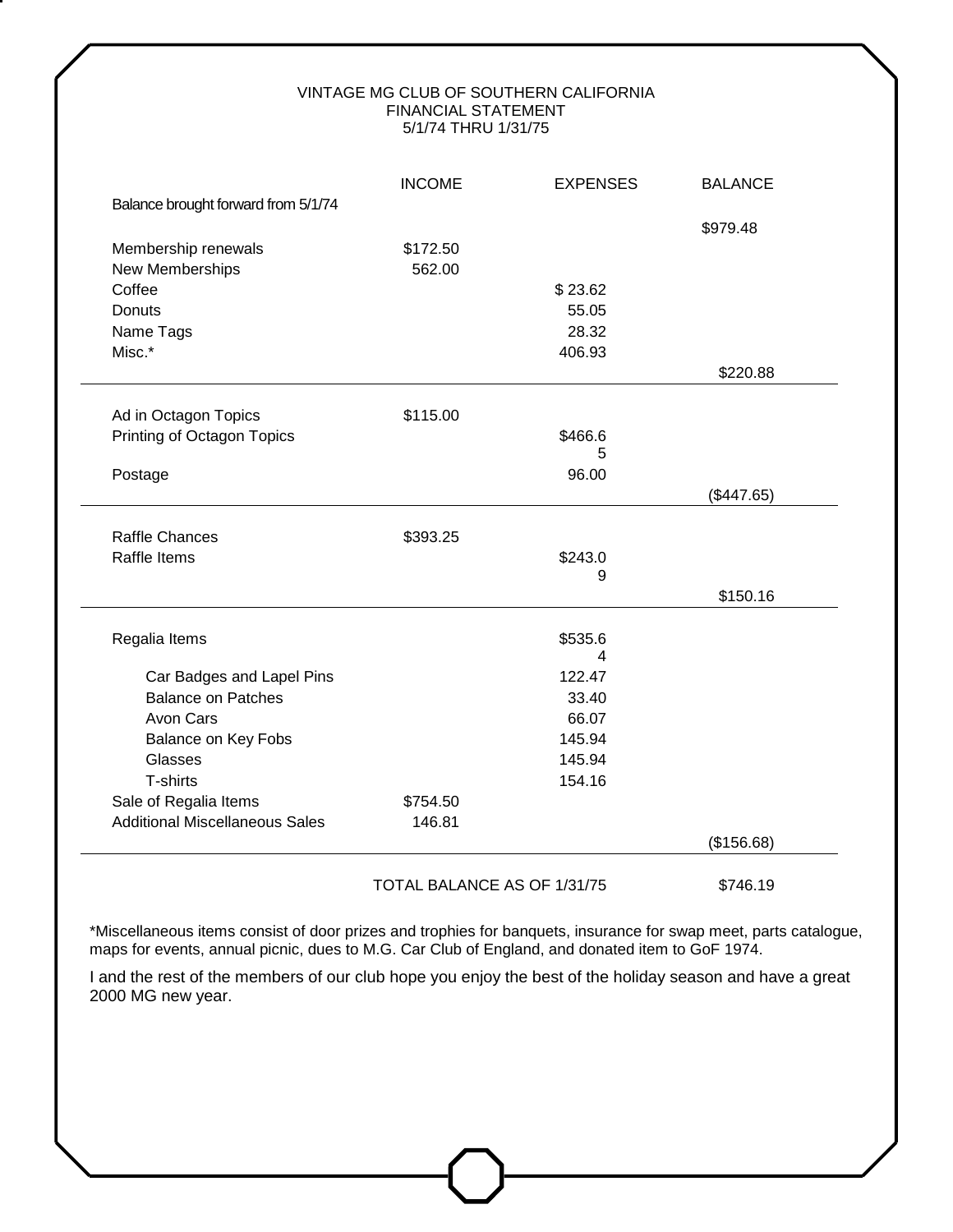VINTAGE MG CLUB OF SOUTHERN CALIFORNIA
FINANCIAL STATEMENT
5/1/74 THRU 1/31/75

| | INCOME | EXPENSES | BALANCE |
|---|---|---|---|
| Balance brought forward from 5/1/74 | | | $979.48 |
| Membership renewals | $172.50 | | |
| New Memberships | 562.00 | | |
| Coffee | | $ 23.62 | |
| Donuts | | 55.05 | |
| Name Tags | | 28.32 | |
| Misc.* | | 406.93 | |
| | | | $220.88 |
| Ad in Octagon Topics | $115.00 | | |
| Printing of Octagon Topics | | $466.65 | |
| Postage | | 96.00 | |
| | | | ($447.65) |
| Raffle Chances | $393.25 | | |
| Raffle Items | | $243.09 | |
| | | | $150.16 |
| Regalia Items | | $535.64 | |
| Car Badges and Lapel Pins | | 122.47 | |
| Balance on Patches | | 33.40 | |
| Avon Cars | | 66.07 | |
| Balance on Key Fobs | | 145.94 | |
| Glasses | | 145.94 | |
| T-shirts | | 154.16 | |
| Sale of Regalia Items | $754.50 | | |
| Additional Miscellaneous Sales | 146.81 | | |
| | | | ($156.68) |
| | TOTAL BALANCE AS OF 1/31/75 | | $746.19 |

*Miscellaneous items consist of door prizes and trophies for banquets, insurance for swap meet, parts catalogue, maps for events, annual picnic, dues to M.G. Car Club of England, and donated item to GoF 1974.

I and the rest of the members of our club hope you enjoy the best of the holiday season and have a great 2000 MG new year.